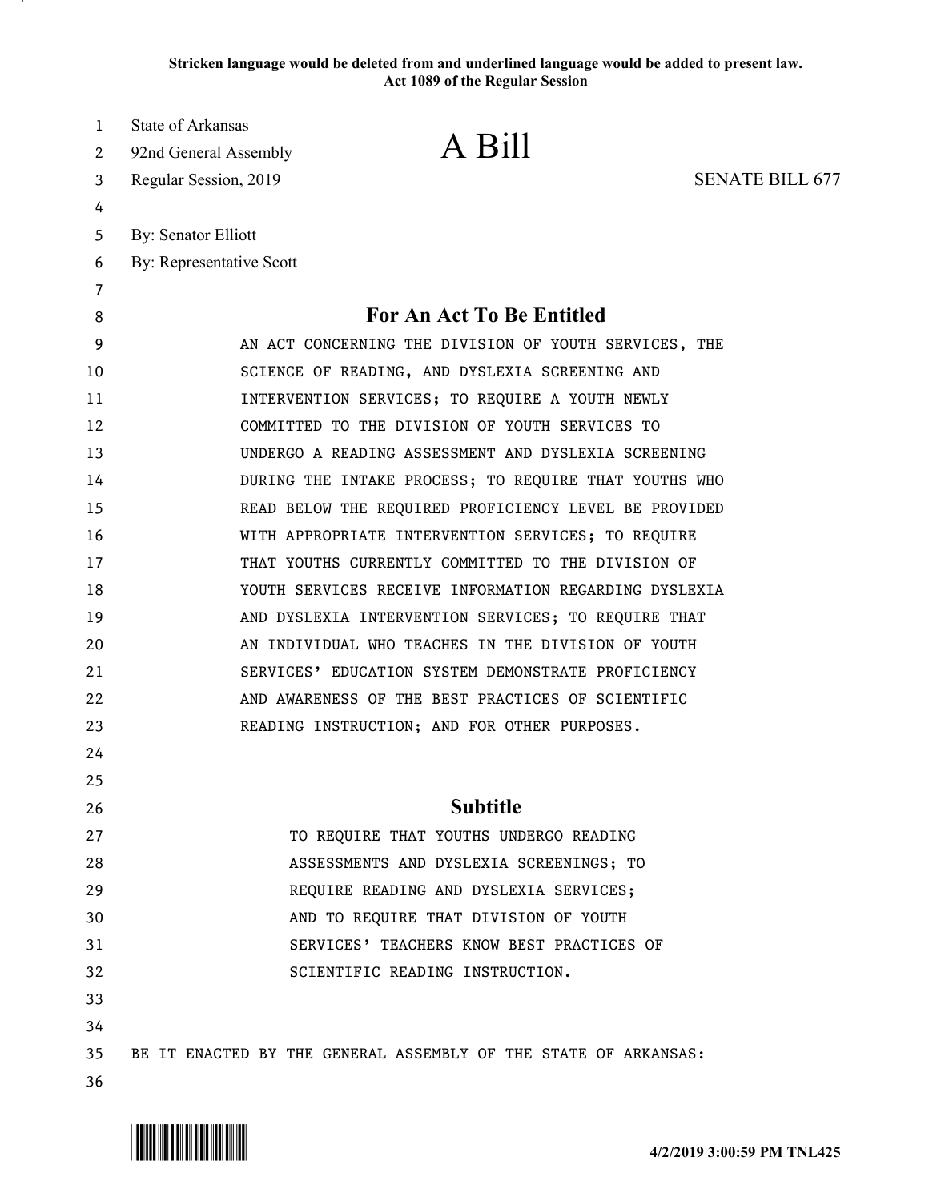**Stricken language would be deleted from and underlined language would be added to present law.**
**Act 1089 of the Regular Session**

State of Arkansas
92nd General Assembly
Regular Session, 2019

# A Bill

SENATE BILL 677

By: Senator Elliott
By: Representative Scott

## For An Act To Be Entitled

AN ACT CONCERNING THE DIVISION OF YOUTH SERVICES, THE SCIENCE OF READING, AND DYSLEXIA SCREENING AND INTERVENTION SERVICES; TO REQUIRE A YOUTH NEWLY COMMITTED TO THE DIVISION OF YOUTH SERVICES TO UNDERGO A READING ASSESSMENT AND DYSLEXIA SCREENING DURING THE INTAKE PROCESS; TO REQUIRE THAT YOUTHS WHO READ BELOW THE REQUIRED PROFICIENCY LEVEL BE PROVIDED WITH APPROPRIATE INTERVENTION SERVICES; TO REQUIRE THAT YOUTHS CURRENTLY COMMITTED TO THE DIVISION OF YOUTH SERVICES RECEIVE INFORMATION REGARDING DYSLEXIA AND DYSLEXIA INTERVENTION SERVICES; TO REQUIRE THAT AN INDIVIDUAL WHO TEACHES IN THE DIVISION OF YOUTH SERVICES' EDUCATION SYSTEM DEMONSTRATE PROFICIENCY AND AWARENESS OF THE BEST PRACTICES OF SCIENTIFIC READING INSTRUCTION; AND FOR OTHER PURPOSES.

## Subtitle

TO REQUIRE THAT YOUTHS UNDERGO READING ASSESSMENTS AND DYSLEXIA SCREENINGS; TO REQUIRE READING AND DYSLEXIA SERVICES; AND TO REQUIRE THAT DIVISION OF YOUTH SERVICES' TEACHERS KNOW BEST PRACTICES OF SCIENTIFIC READING INSTRUCTION.

BE IT ENACTED BY THE GENERAL ASSEMBLY OF THE STATE OF ARKANSAS: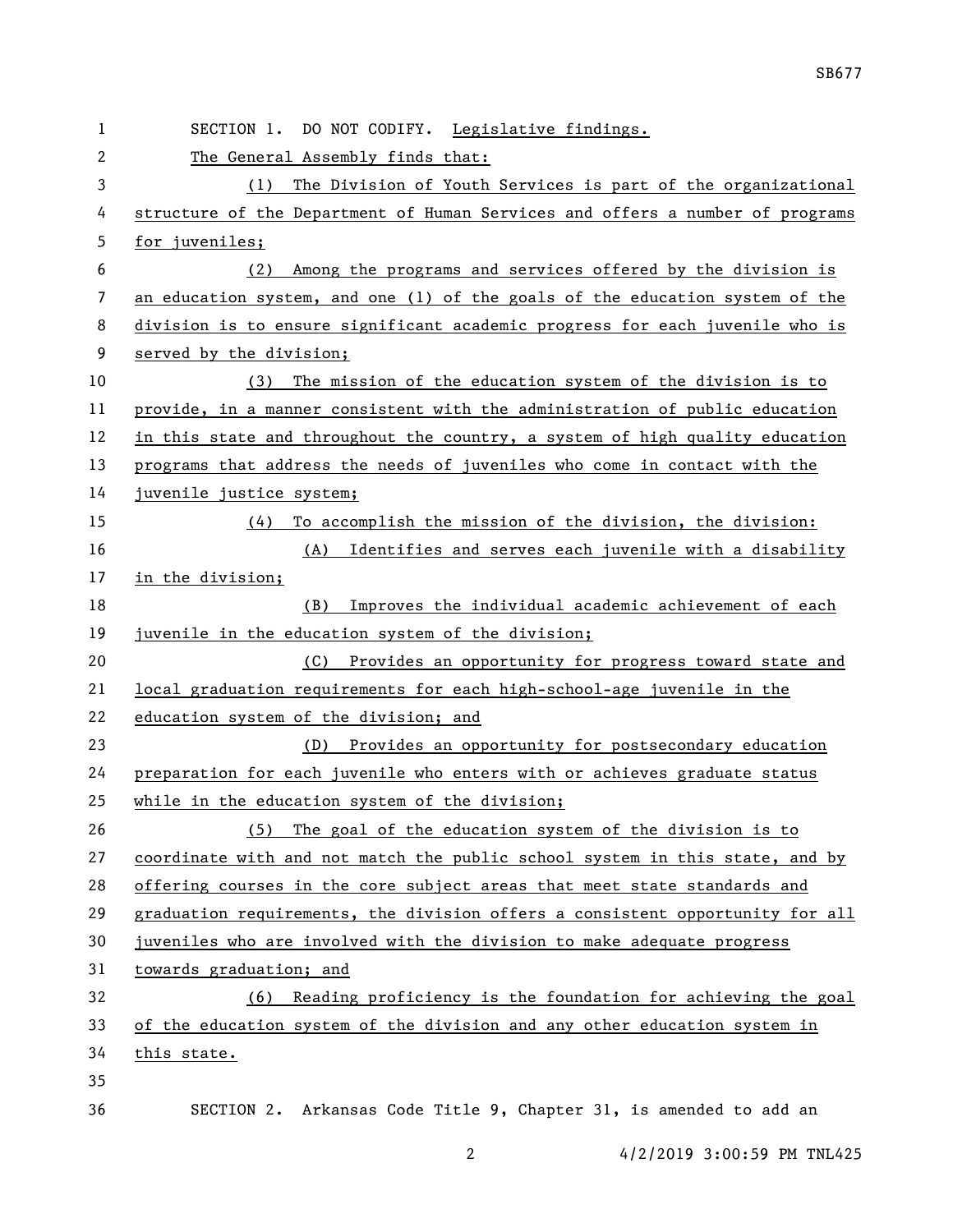SECTION 1. DO NOT CODIFY. Legislative findings.

The General Assembly finds that:

(1) The Division of Youth Services is part of the organizational structure of the Department of Human Services and offers a number of programs for juveniles;

(2) Among the programs and services offered by the division is an education system, and one (1) of the goals of the education system of the division is to ensure significant academic progress for each juvenile who is served by the division;

(3) The mission of the education system of the division is to provide, in a manner consistent with the administration of public education in this state and throughout the country, a system of high quality education programs that address the needs of juveniles who come in contact with the juvenile justice system;

(4) To accomplish the mission of the division, the division:

(A) Identifies and serves each juvenile with a disability in the division;

(B) Improves the individual academic achievement of each juvenile in the education system of the division;

(C) Provides an opportunity for progress toward state and local graduation requirements for each high-school-age juvenile in the education system of the division; and

(D) Provides an opportunity for postsecondary education preparation for each juvenile who enters with or achieves graduate status while in the education system of the division;

(5) The goal of the education system of the division is to coordinate with and not match the public school system in this state, and by offering courses in the core subject areas that meet state standards and graduation requirements, the division offers a consistent opportunity for all juveniles who are involved with the division to make adequate progress towards graduation; and

(6) Reading proficiency is the foundation for achieving the goal of the education system of the division and any other education system in this state.

SECTION 2. Arkansas Code Title 9, Chapter 31, is amended to add an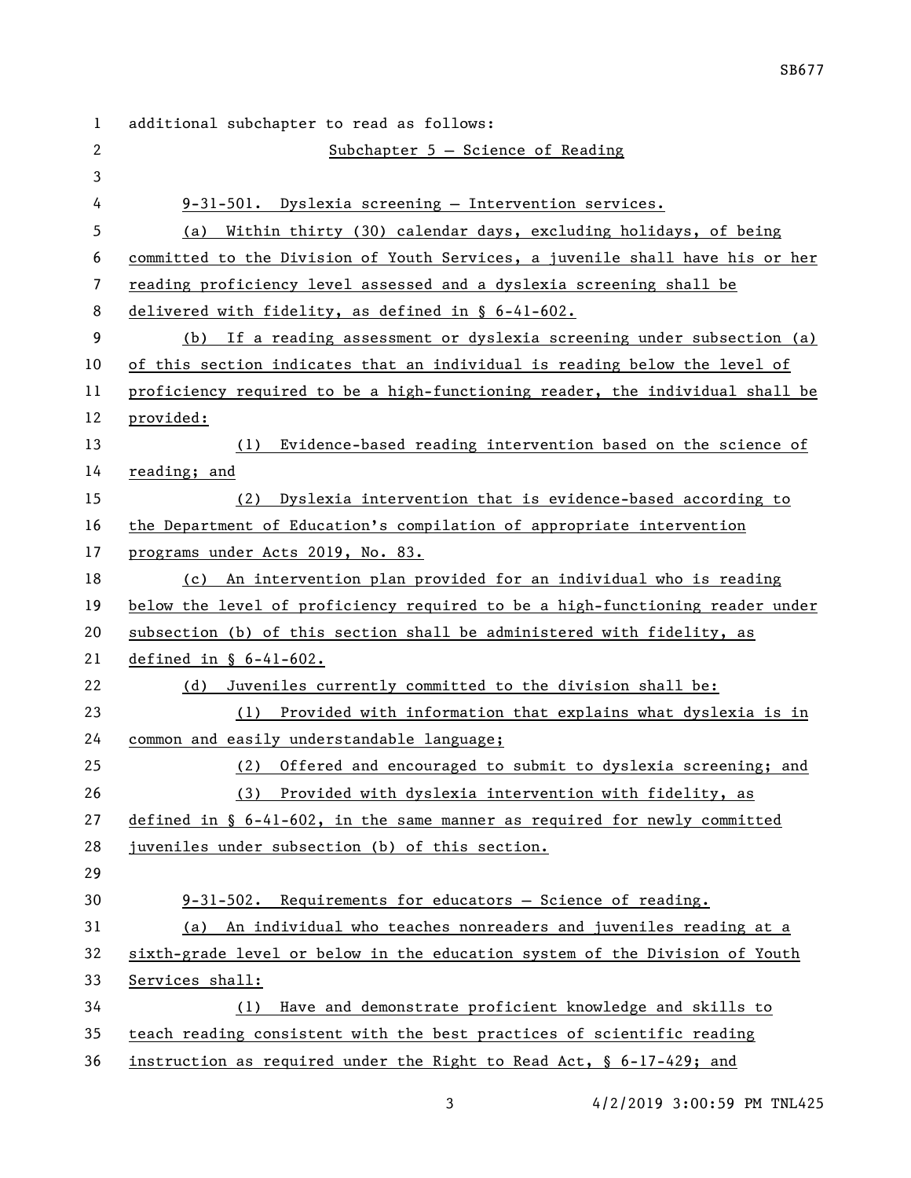additional subchapter to read as follows:

## Subchapter 5 – Science of Reading

9-31-501. Dyslexia screening – Intervention services.

(a) Within thirty (30) calendar days, excluding holidays, of being committed to the Division of Youth Services, a juvenile shall have his or her reading proficiency level assessed and a dyslexia screening shall be delivered with fidelity, as defined in § 6-41-602.

(b) If a reading assessment or dyslexia screening under subsection (a) of this section indicates that an individual is reading below the level of proficiency required to be a high-functioning reader, the individual shall be provided:

(1) Evidence-based reading intervention based on the science of reading; and

(2) Dyslexia intervention that is evidence-based according to the Department of Education's compilation of appropriate intervention programs under Acts 2019, No. 83.

(c) An intervention plan provided for an individual who is reading below the level of proficiency required to be a high-functioning reader under subsection (b) of this section shall be administered with fidelity, as defined in § 6-41-602.

(d) Juveniles currently committed to the division shall be:

(1) Provided with information that explains what dyslexia is in common and easily understandable language;

(2) Offered and encouraged to submit to dyslexia screening; and

(3) Provided with dyslexia intervention with fidelity, as defined in § 6-41-602, in the same manner as required for newly committed juveniles under subsection (b) of this section.

9-31-502. Requirements for educators – Science of reading.

(a) An individual who teaches nonreaders and juveniles reading at a sixth-grade level or below in the education system of the Division of Youth Services shall:

(1) Have and demonstrate proficient knowledge and skills to teach reading consistent with the best practices of scientific reading instruction as required under the Right to Read Act, § 6-17-429; and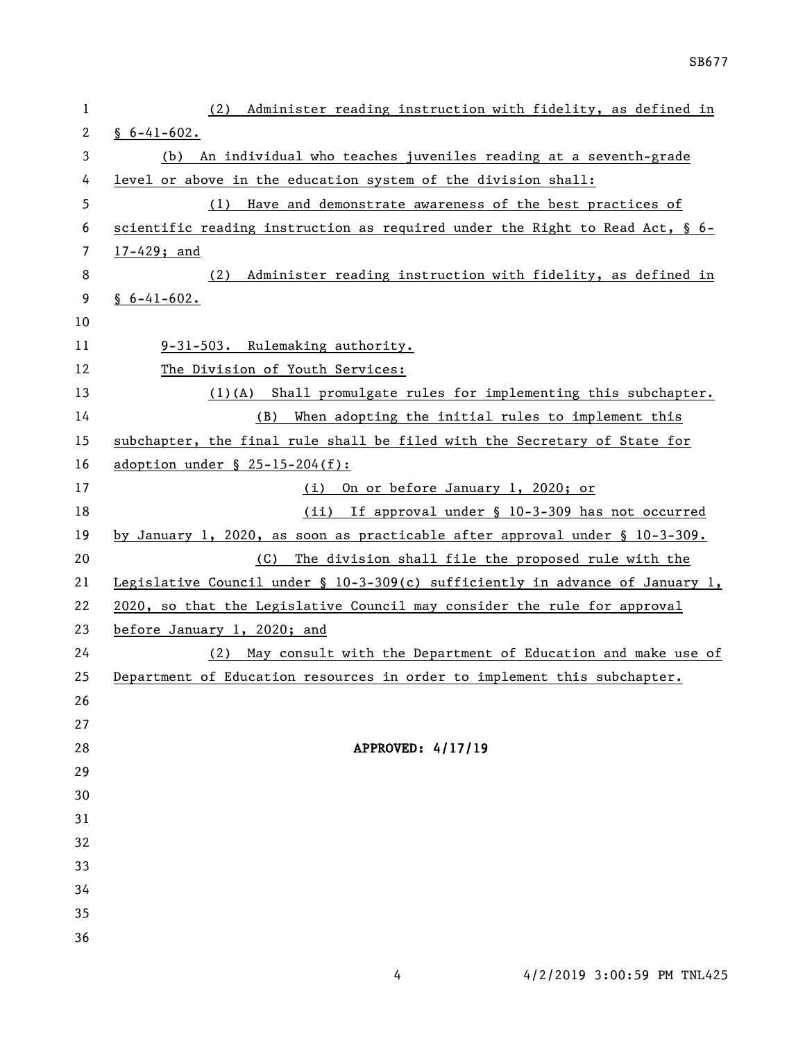(2) Administer reading instruction with fidelity, as defined in § 6-41-602.

(b) An individual who teaches juveniles reading at a seventh-grade level or above in the education system of the division shall:

(1) Have and demonstrate awareness of the best practices of scientific reading instruction as required under the Right to Read Act, § 6-17-429; and

(2) Administer reading instruction with fidelity, as defined in § 6-41-602.

9-31-503. Rulemaking authority.

The Division of Youth Services:

(1)(A) Shall promulgate rules for implementing this subchapter.

(B) When adopting the initial rules to implement this subchapter, the final rule shall be filed with the Secretary of State for adoption under § 25-15-204(f):

(i) On or before January 1, 2020; or

(ii) If approval under § 10-3-309 has not occurred by January 1, 2020, as soon as practicable after approval under § 10-3-309.

(C) The division shall file the proposed rule with the Legislative Council under § 10-3-309(c) sufficiently in advance of January 1, 2020, so that the Legislative Council may consider the rule for approval before January 1, 2020; and

(2) May consult with the Department of Education and make use of Department of Education resources in order to implement this subchapter.

**APPROVED: 4/17/19**